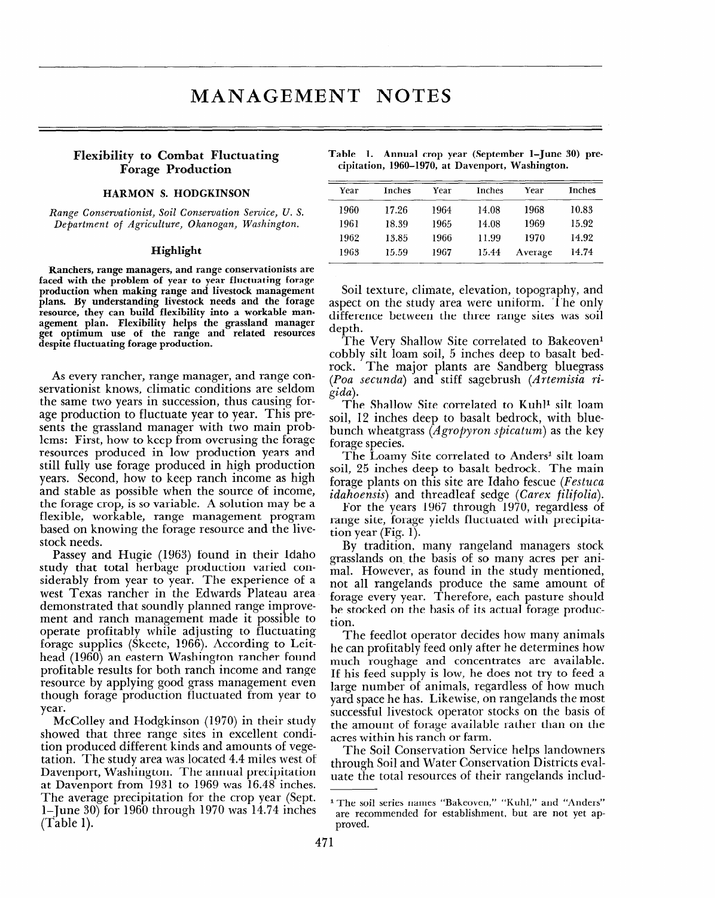# MANAGEMENT NOTES

## Flexibility to Combat Fluctuating Forage Production

**HARMON S. HODGKINSON**

*Range Conservationist, Soil Conservation Service, U. S. Department of Agriculture, Okanogan, Washington.*

### Highlight

**Ranchers, range managers, and range conservationists are faced with the problem of year to year fluctuating forage production when making range and livestock management plans. By understanding livestock needs and the forage resource, they can build flexibility into a workable management plan. Flexibility helps the grassland manager get optimum use of the range and related resources despite fluctuating forage production.**

As every rancher, range manager, and range conservationist knows, climatic conditions are seldom the same two years in succession, thus causing forage production to fluctuate year to year. This presents the grassland manager with two main problems: First, how to keep from overusing the forage resources produced in low production years and still fully use forage produced in high production years. Second, how to keep ranch income as high and stable as possible when the source of income, the forage crop, is so variable. A solution may be a flexible, workable, range management program based on knowing the forage resource and the livestock needs.

Passey and Hugie (1963) found in their Idaho study that total herbage production varied considerably from year to year. The experience of a west Texas rancher in the Edwards Plateau area demonstrated that soundly planned range improvement and ranch management made it possible to operate profitably while adjusting to fluctuating forage supplies (Skeete, 1966). According to Leithead (1960) an eastern Washington rancher found profitable results for both ranch income and range resource by applying good grass management even though forage production fluctuated from year to year.

McColley and Hodgkinson (1970) in their study showed that three range sites in excellent condition produced different kinds and amounts of vegetation. The study area was located 4.4 miles west of Davenport, Washington. The annual precipitation at Davenport from 1931 to 1969 was 16.48 inches. The average precipitation for the crop year (Sept. 1–June 30) for 1960 through 1970 was 14.74 inches (Table 1).

Table 1. Annual crop year (September 1–June 30) precipitation, 1960–1970, at Davenport, Washington.

| Year | Inches | Year | Inches | Year | Inches |
|---|---|---|---|---|---|
| 1960 | 17.26 | 1964 | 14.08 | 1968 | 10.83 |
| 1961 | 18.39 | 1965 | 14.08 | 1969 | 15.92 |
| 1962 | 13.85 | 1966 | 11.99 | 1970 | 14.92 |
| 1963 | 15.59 | 1967 | 15.44 | Average | 14.74 |

Soil texture, climate, elevation, topography, and aspect on the study area were uniform. The only difference between the three range sites was soil depth.

The Very Shallow Site correlated to Bakeoven[1] cobbly silt loam soil, 5 inches deep to basalt bedrock. The major plants are Sandberg bluegrass (*Poa secunda*) and stiff sagebrush (*Artemisia rigida*).

The Shallow Site correlated to Kuhl[1] silt loam soil, 12 inches deep to basalt bedrock, with bluebunch wheatgrass (*Agropyron spicatum*) as the key forage species.

The Loamy Site correlated to Anders[1] silt loam soil, 25 inches deep to basalt bedrock. The main forage plants on this site are Idaho fescue (*Festuca idahoensis*) and threadleaf sedge (*Carex filifolia*).

For the years 1967 through 1970, regardless of range site, forage yields fluctuated with precipitation year (Fig. 1).

By tradition, many rangeland managers stock grasslands on the basis of so many acres per animal. However, as found in the study mentioned, not all rangelands produce the same amount of forage every year. Therefore, each pasture should be stocked on the basis of its actual forage production.

The feedlot operator decides how many animals he can profitably feed only after he determines how much roughage and concentrates are available. If his feed supply is low, he does not try to feed a large number of animals, regardless of how much yard space he has. Likewise, on rangelands the most successful livestock operator stocks on the basis of the amount of forage available rather than on the acres within his ranch or farm.

The Soil Conservation Service helps landowners through Soil and Water Conservation Districts evaluate the total resources of their rangelands includ-

[1] The soil series names "Bakeoven," "Kuhl," and "Anders" are recommended for establishment, but are not yet approved.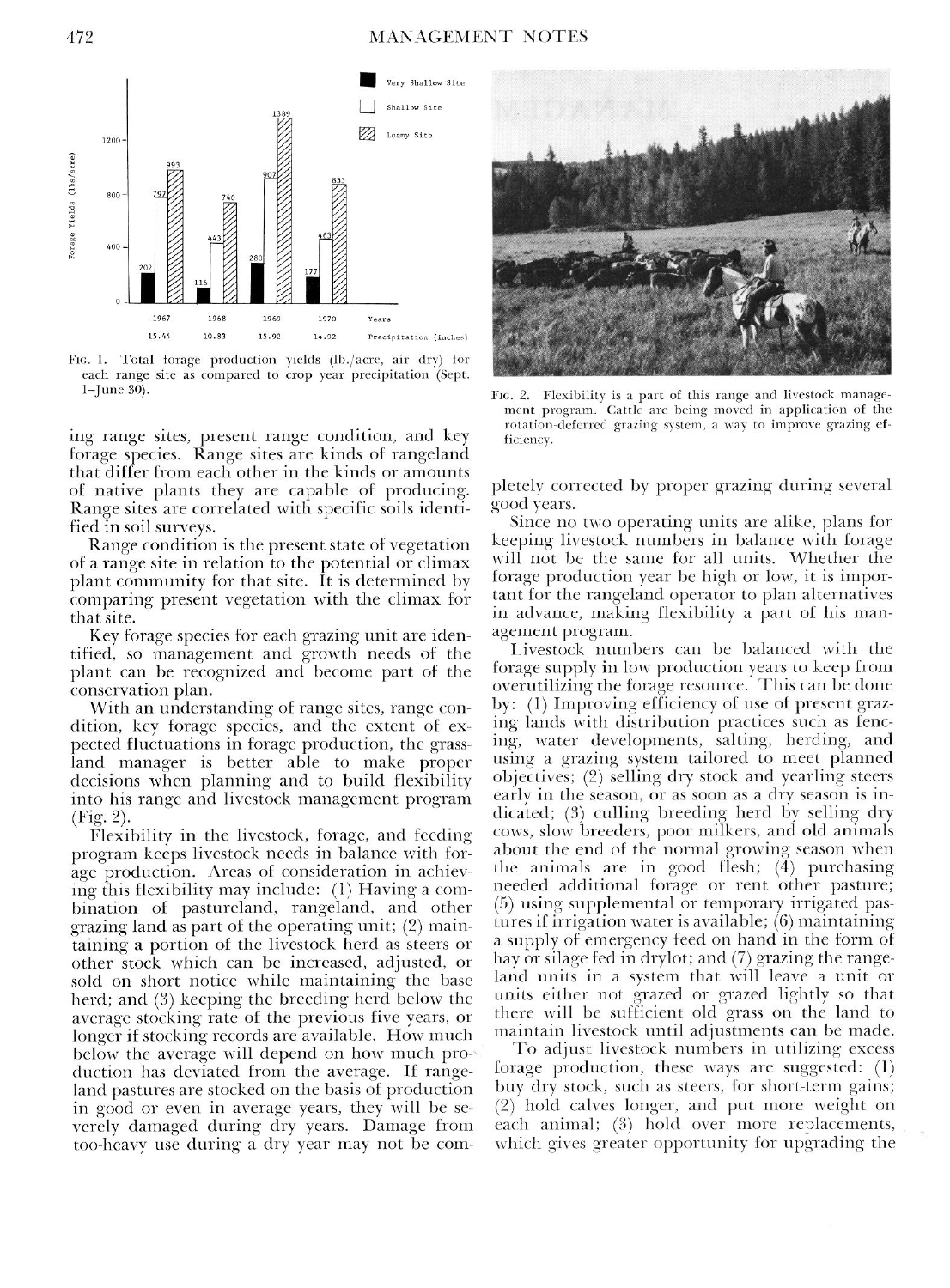Fig. 1. Total forage production yields (lb./acre, air dry) for each range site as compared to crop year precipitation (Sept. 1–June 30).

Fig. 2. Flexibility is a part of this range and livestock management program. Cattle are being moved in application of the rotation-deferred grazing system, a way to improve grazing efficiency.

ing range sites, present range condition, and key forage species. Range sites are kinds of rangeland that differ from each other in the kinds or amounts of native plants they are capable of producing. Range sites are correlated with specific soils identified in soil surveys.

Range condition is the present state of vegetation of a range site in relation to the potential or climax plant community for that site. It is determined by comparing present vegetation with the climax for that site.

Key forage species for each grazing unit are identified, so management and growth needs of the plant can be recognized and become part of the conservation plan.

With an understanding of range sites, range condition, key forage species, and the extent of expected fluctuations in forage production, the grassland manager is better able to make proper decisions when planning and to build flexibility into his range and livestock management program (Fig. 2).

Flexibility in the livestock, forage, and feeding program keeps livestock needs in balance with forage production. Areas of consideration in achieving this flexibility may include: (1) Having a combination of pastureland, rangeland, and other grazing land as part of the operating unit; (2) maintaining a portion of the livestock herd as steers or other stock which can be increased, adjusted, or sold on short notice while maintaining the base herd; and (3) keeping the breeding herd below the average stocking rate of the previous five years, or longer if stocking records are available. How much below the average will depend on how much production has deviated from the average. If rangeland pastures are stocked on the basis of production in good or even in average years, they will be severely damaged during dry years. Damage from too-heavy use during a dry year may not be completely corrected by proper grazing during several good years.

Since no two operating units are alike, plans for keeping livestock numbers in balance with forage will not be the same for all units. Whether the forage production year be high or low, it is important for the rangeland operator to plan alternatives in advance, making flexibility a part of his management program.

Livestock numbers can be balanced with the forage supply in low production years to keep from overutilizing the forage resource. This can be done by: (1) Improving efficiency of use of present grazing lands with distribution practices such as fencing, water developments, salting, herding, and using a grazing system tailored to meet planned objectives; (2) selling dry stock and yearling steers early in the season, or as soon as a dry season is indicated; (3) culling breeding herd by selling dry cows, slow breeders, poor milkers, and old animals about the end of the normal growing season when the animals are in good flesh; (4) purchasing needed additional forage or rent other pasture; (5) using supplemental or temporary irrigated pastures if irrigation water is available; (6) maintaining a supply of emergency feed on hand in the form of hay or silage fed in drylot; and (7) grazing the rangeland units in a system that will leave a unit or units either not grazed or grazed lightly so that there will be sufficient old grass on the land to maintain livestock until adjustments can be made.

To adjust livestock numbers in utilizing excess forage production, these ways are suggested: (1) buy dry stock, such as steers, for short-term gains; (2) hold calves longer, and put more weight on each animal; (3) hold over more replacements, which gives greater opportunity for upgrading the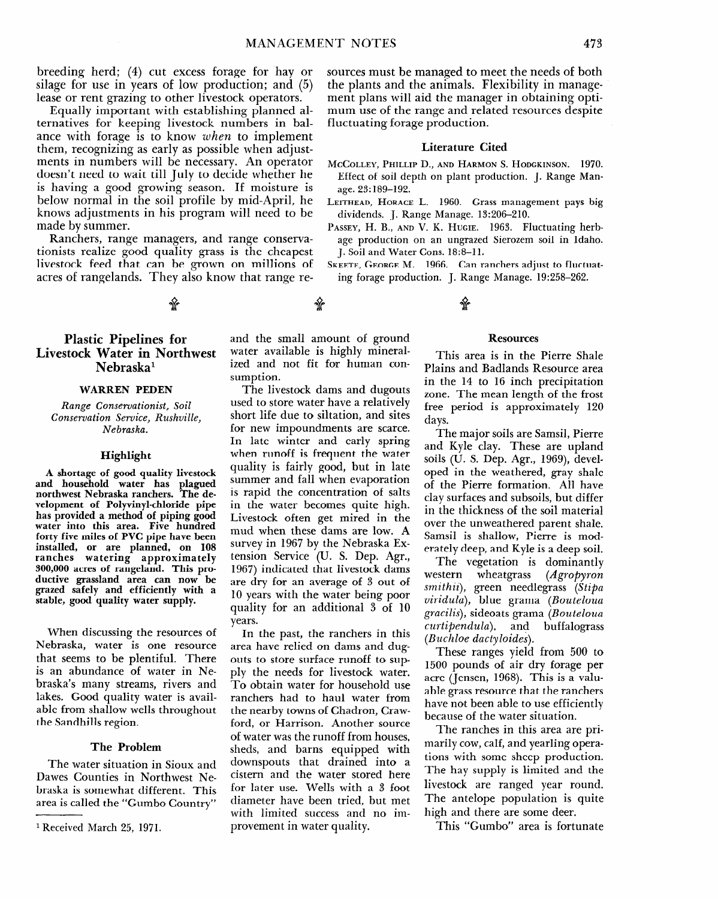breeding herd; (4) cut excess forage for hay or silage for use in years of low production; and (5) lease or rent grazing to other livestock operators.

Equally important with establishing planned alternatives for keeping livestock numbers in balance with forage is to know *when* to implement them, recognizing as early as possible when adjustments in numbers will be necessary. An operator doesn't need to wait till July to decide whether he is having a good growing season. If moisture is below normal in the soil profile by mid-April, he knows adjustments in his program will need to be made by summer.

Ranchers, range managers, and range conservationists realize good quality grass is the cheapest livestock feed that can be grown on millions of acres of rangelands. They also know that range resources must be managed to meet the needs of both the plants and the animals. Flexibility in management plans will aid the manager in obtaining optimum use of the range and related resources despite fluctuating forage production.

### Literature Cited

McColley, Phillip D., and Harmon S. Hodgkinson. 1970. Effect of soil depth on plant production. J. Range Manage. 23:189–192.

Leithead, Horace L. 1960. Grass management pays big dividends. J. Range Manage. 13:206–210.

Passey, H. B., and V. K. Hugie. 1963. Fluctuating herbage production on an ungrazed Sierozem soil in Idaho. J. Soil and Water Cons. 18:8–11.

Skeete, George M. 1966. Can ranchers adjust to fluctuating forage production. J. Range Manage. 19:258–262.

## Plastic Pipelines for Livestock Water in Northwest Nebraska[1]

**WARREN PEDEN**

*Range Conservationist, Soil Conservation Service, Rushville, Nebraska.*

### Highlight

**A shortage of good quality livestock and household water has plagued northwest Nebraska ranchers. The development of Polyvinyl-chloride pipe has provided a method of piping good water into this area. Five hundred forty five miles of PVC pipe have been installed, or are planned, on 108 ranches watering approximately 300,000 acres of rangeland. This productive grassland area can now be grazed safely and efficiently with a stable, good quality water supply.**

When discussing the resources of Nebraska, water is one resource that seems to be plentiful. There is an abundance of water in Nebraska's many streams, rivers and lakes. Good quality water is available from shallow wells throughout the Sandhills region.

### The Problem

The water situation in Sioux and Dawes Counties in Northwest Nebraska is somewhat different. This area is called the "Gumbo Country" and the small amount of ground water available is highly mineralized and not fit for human consumption.

The livestock dams and dugouts used to store water have a relatively short life due to siltation, and sites for new impoundments are scarce. In late winter and early spring when runoff is frequent the water quality is fairly good, but in late summer and fall when evaporation is rapid the concentration of salts in the water becomes quite high. Livestock often get mired in the mud when these dams are low. A survey in 1967 by the Nebraska Extension Service (U. S. Dep. Agr., 1967) indicated that livestock dams are dry for an average of 3 out of 10 years with the water being poor quality for an additional 3 of 10 years.

In the past, the ranchers in this area have relied on dams and dugouts to store surface runoff to supply the needs for livestock water. To obtain water for household use ranchers had to haul water from the nearby towns of Chadron, Crawford, or Harrison. Another source of water was the runoff from houses, sheds, and barns equipped with downspouts that drained into a cistern and the water stored here for later use. Wells with a 3 foot diameter have been tried, but met with limited success and no improvement in water quality.

### Resources

This area is in the Pierre Shale Plains and Badlands Resource area in the 14 to 16 inch precipitation zone. The mean length of the frost free period is approximately 120 days.

The major soils are Samsil, Pierre and Kyle clay. These are upland soils (U. S. Dep. Agr., 1969), developed in the weathered, gray shale of the Pierre formation. All have clay surfaces and subsoils, but differ in the thickness of the soil material over the unweathered parent shale. Samsil is shallow, Pierre is moderately deep, and Kyle is a deep soil.

The vegetation is dominantly western wheatgrass (*Agropyron smithii*), green needlegrass (*Stipa viridula*), blue grama (*Bouteloua gracilis*), sideoats grama (*Bouteloua curtipendula*), and buffalograss (*Buchloe dactyloides*).

These ranges yield from 500 to 1500 pounds of air dry forage per acre (Jensen, 1968). This is a valuable grass resource that the ranchers have not been able to use efficiently because of the water situation.

The ranches in this area are primarily cow, calf, and yearling operations with some sheep production. The hay supply is limited and the livestock are ranged year round. The antelope population is quite high and there are some deer.

This "Gumbo" area is fortunate

[1] Received March 25, 1971.